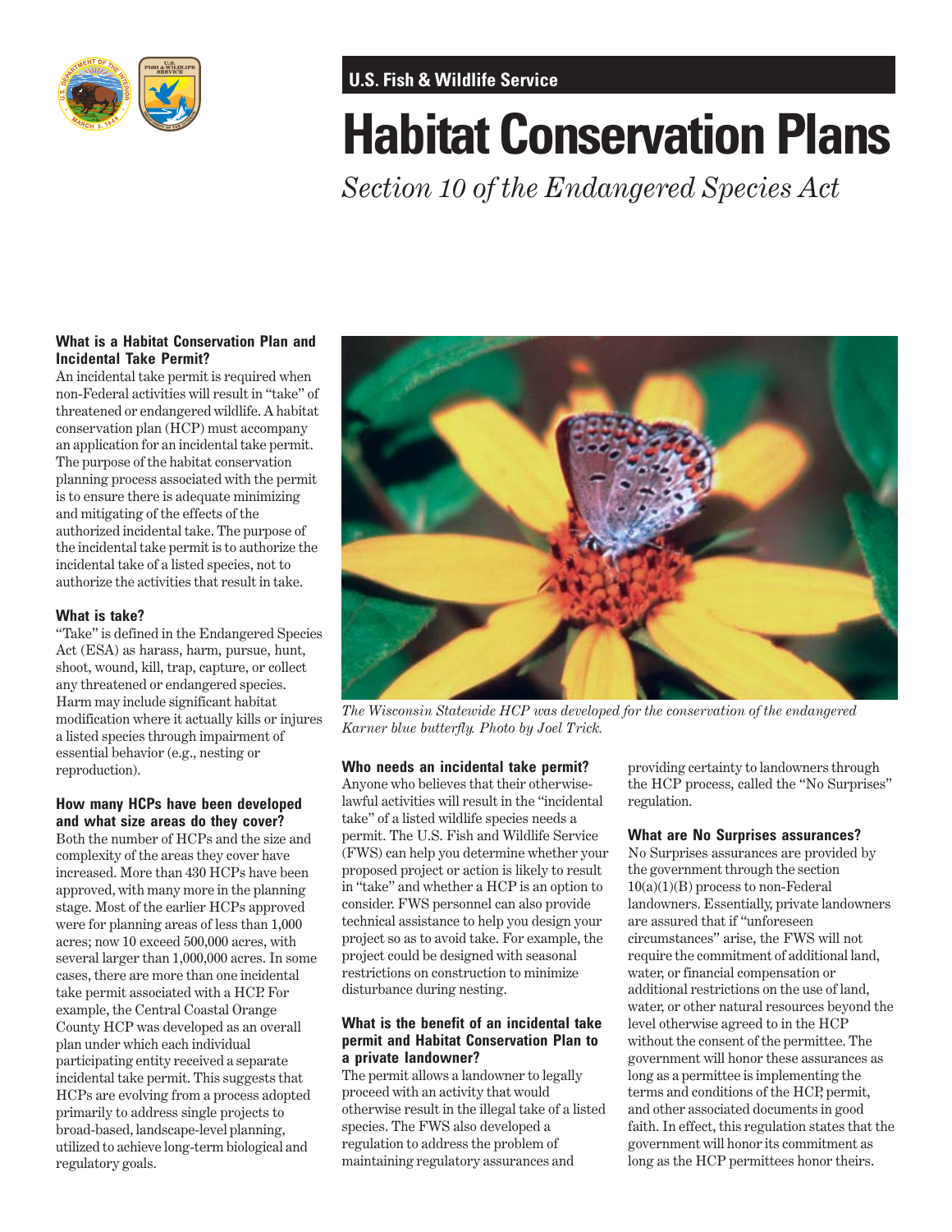U.S. Fish & Wildlife Service

# Habitat Conservation Plans

*Section 10 of the Endangered Species Act*

### What is a Habitat Conservation Plan and Incidental Take Permit?

An incidental take permit is required when non-Federal activities will result in "take" of threatened or endangered wildlife. A habitat conservation plan (HCP) must accompany an application for an incidental take permit. The purpose of the habitat conservation planning process associated with the permit is to ensure there is adequate minimizing and mitigating of the effects of the authorized incidental take. The purpose of the incidental take permit is to authorize the incidental take of a listed species, not to authorize the activities that result in take.

### What is take?

"Take" is defined in the Endangered Species Act (ESA) as harass, harm, pursue, hunt, shoot, wound, kill, trap, capture, or collect any threatened or endangered species. Harm may include significant habitat modification where it actually kills or injures a listed species through impairment of essential behavior (e.g., nesting or reproduction).

### How many HCPs have been developed and what size areas do they cover?

Both the number of HCPs and the size and complexity of the areas they cover have increased. More than 430 HCPs have been approved, with many more in the planning stage. Most of the earlier HCPs approved were for planning areas of less than 1,000 acres; now 10 exceed 500,000 acres, with several larger than 1,000,000 acres. In some cases, there are more than one incidental take permit associated with a HCP. For example, the Central Coastal Orange County HCP was developed as an overall plan under which each individual participating entity received a separate incidental take permit. This suggests that HCPs are evolving from a process adopted primarily to address single projects to broad-based, landscape-level planning, utilized to achieve long-term biological and regulatory goals.

*The Wisconsin Statewide HCP was developed for the conservation of the endangered Karner blue butterfly. Photo by Joel Trick.*

### Who needs an incidental take permit?

Anyone who believes that their otherwise-lawful activities will result in the "incidental take" of a listed wildlife species needs a permit. The U.S. Fish and Wildlife Service (FWS) can help you determine whether your proposed project or action is likely to result in "take" and whether a HCP is an option to consider. FWS personnel can also provide technical assistance to help you design your project so as to avoid take. For example, the project could be designed with seasonal restrictions on construction to minimize disturbance during nesting.

### What is the benefit of an incidental take permit and Habitat Conservation Plan to a private landowner?

The permit allows a landowner to legally proceed with an activity that would otherwise result in the illegal take of a listed species. The FWS also developed a regulation to address the problem of maintaining regulatory assurances and providing certainty to landowners through the HCP process, called the "No Surprises" regulation.

### What are No Surprises assurances?

No Surprises assurances are provided by the government through the section 10(a)(1)(B) process to non-Federal landowners. Essentially, private landowners are assured that if "unforeseen circumstances" arise, the FWS will not require the commitment of additional land, water, or financial compensation or additional restrictions on the use of land, water, or other natural resources beyond the level otherwise agreed to in the HCP without the consent of the permittee. The government will honor these assurances as long as a permittee is implementing the terms and conditions of the HCP, permit, and other associated documents in good faith. In effect, this regulation states that the government will honor its commitment as long as the HCP permittees honor theirs.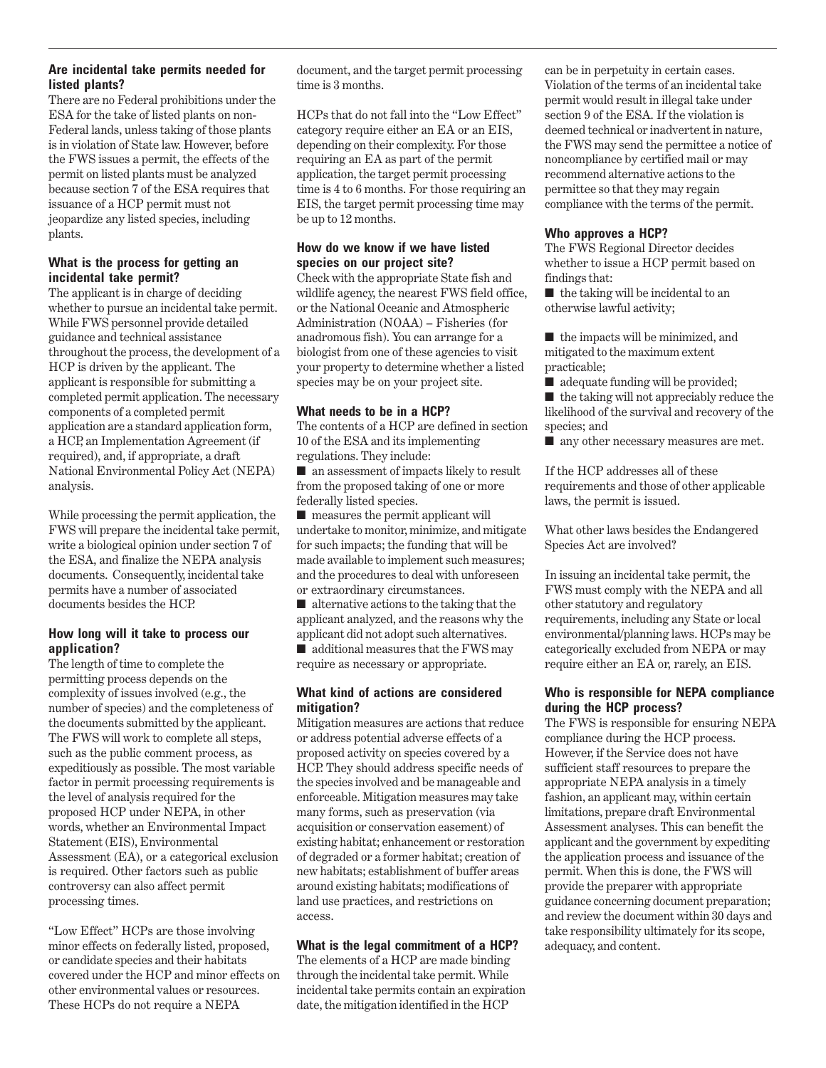### Are incidental take permits needed for listed plants?

There are no Federal prohibitions under the ESA for the take of listed plants on non-Federal lands, unless taking of those plants is in violation of State law. However, before the FWS issues a permit, the effects of the permit on listed plants must be analyzed because section 7 of the ESA requires that issuance of a HCP permit must not jeopardize any listed species, including plants.

### What is the process for getting an incidental take permit?

The applicant is in charge of deciding whether to pursue an incidental take permit. While FWS personnel provide detailed guidance and technical assistance throughout the process, the development of a HCP is driven by the applicant. The applicant is responsible for submitting a completed permit application. The necessary components of a completed permit application are a standard application form, a HCP, an Implementation Agreement (if required), and, if appropriate, a draft National Environmental Policy Act (NEPA) analysis.

While processing the permit application, the FWS will prepare the incidental take permit, write a biological opinion under section 7 of the ESA, and finalize the NEPA analysis documents. Consequently, incidental take permits have a number of associated documents besides the HCP.

### How long will it take to process our application?

The length of time to complete the permitting process depends on the complexity of issues involved (e.g., the number of species) and the completeness of the documents submitted by the applicant. The FWS will work to complete all steps, such as the public comment process, as expeditiously as possible. The most variable factor in permit processing requirements is the level of analysis required for the proposed HCP under NEPA, in other words, whether an Environmental Impact Statement (EIS), Environmental Assessment (EA), or a categorical exclusion is required. Other factors such as public controversy can also affect permit processing times.

"Low Effect" HCPs are those involving minor effects on federally listed, proposed, or candidate species and their habitats covered under the HCP and minor effects on other environmental values or resources. These HCPs do not require a NEPA document, and the target permit processing time is 3 months.

HCPs that do not fall into the "Low Effect" category require either an EA or an EIS, depending on their complexity. For those requiring an EA as part of the permit application, the target permit processing time is 4 to 6 months. For those requiring an EIS, the target permit processing time may be up to 12 months.

### How do we know if we have listed species on our project site?

Check with the appropriate State fish and wildlife agency, the nearest FWS field office, or the National Oceanic and Atmospheric Administration (NOAA) – Fisheries (for anadromous fish). You can arrange for a biologist from one of these agencies to visit your property to determine whether a listed species may be on your project site.

### What needs to be in a HCP?

The contents of a HCP are defined in section 10 of the ESA and its implementing regulations. They include:

- an assessment of impacts likely to result from the proposed taking of one or more federally listed species.
- measures the permit applicant will undertake to monitor, minimize, and mitigate for such impacts; the funding that will be made available to implement such measures; and the procedures to deal with unforeseen or extraordinary circumstances.
- alternative actions to the taking that the applicant analyzed, and the reasons why the applicant did not adopt such alternatives.
- additional measures that the FWS may require as necessary or appropriate.

### What kind of actions are considered mitigation?

Mitigation measures are actions that reduce or address potential adverse effects of a proposed activity on species covered by a HCP. They should address specific needs of the species involved and be manageable and enforceable. Mitigation measures may take many forms, such as preservation (via acquisition or conservation easement) of existing habitat; enhancement or restoration of degraded or a former habitat; creation of new habitats; establishment of buffer areas around existing habitats; modifications of land use practices, and restrictions on access.

### What is the legal commitment of a HCP?

The elements of a HCP are made binding through the incidental take permit. While incidental take permits contain an expiration date, the mitigation identified in the HCP can be in perpetuity in certain cases. Violation of the terms of an incidental take permit would result in illegal take under section 9 of the ESA. If the violation is deemed technical or inadvertent in nature, the FWS may send the permittee a notice of noncompliance by certified mail or may recommend alternative actions to the permittee so that they may regain compliance with the terms of the permit.

### Who approves a HCP?

The FWS Regional Director decides whether to issue a HCP permit based on findings that:

- the taking will be incidental to an otherwise lawful activity;
- the impacts will be minimized, and mitigated to the maximum extent practicable;
- adequate funding will be provided;
- the taking will not appreciably reduce the likelihood of the survival and recovery of the species; and
- any other necessary measures are met.

If the HCP addresses all of these requirements and those of other applicable laws, the permit is issued.

What other laws besides the Endangered Species Act are involved?

In issuing an incidental take permit, the FWS must comply with the NEPA and all other statutory and regulatory requirements, including any State or local environmental/planning laws. HCPs may be categorically excluded from NEPA or may require either an EA or, rarely, an EIS.

### Who is responsible for NEPA compliance during the HCP process?

The FWS is responsible for ensuring NEPA compliance during the HCP process. However, if the Service does not have sufficient staff resources to prepare the appropriate NEPA analysis in a timely fashion, an applicant may, within certain limitations, prepare draft Environmental Assessment analyses. This can benefit the applicant and the government by expediting the application process and issuance of the permit. When this is done, the FWS will provide the preparer with appropriate guidance concerning document preparation; and review the document within 30 days and take responsibility ultimately for its scope, adequacy, and content.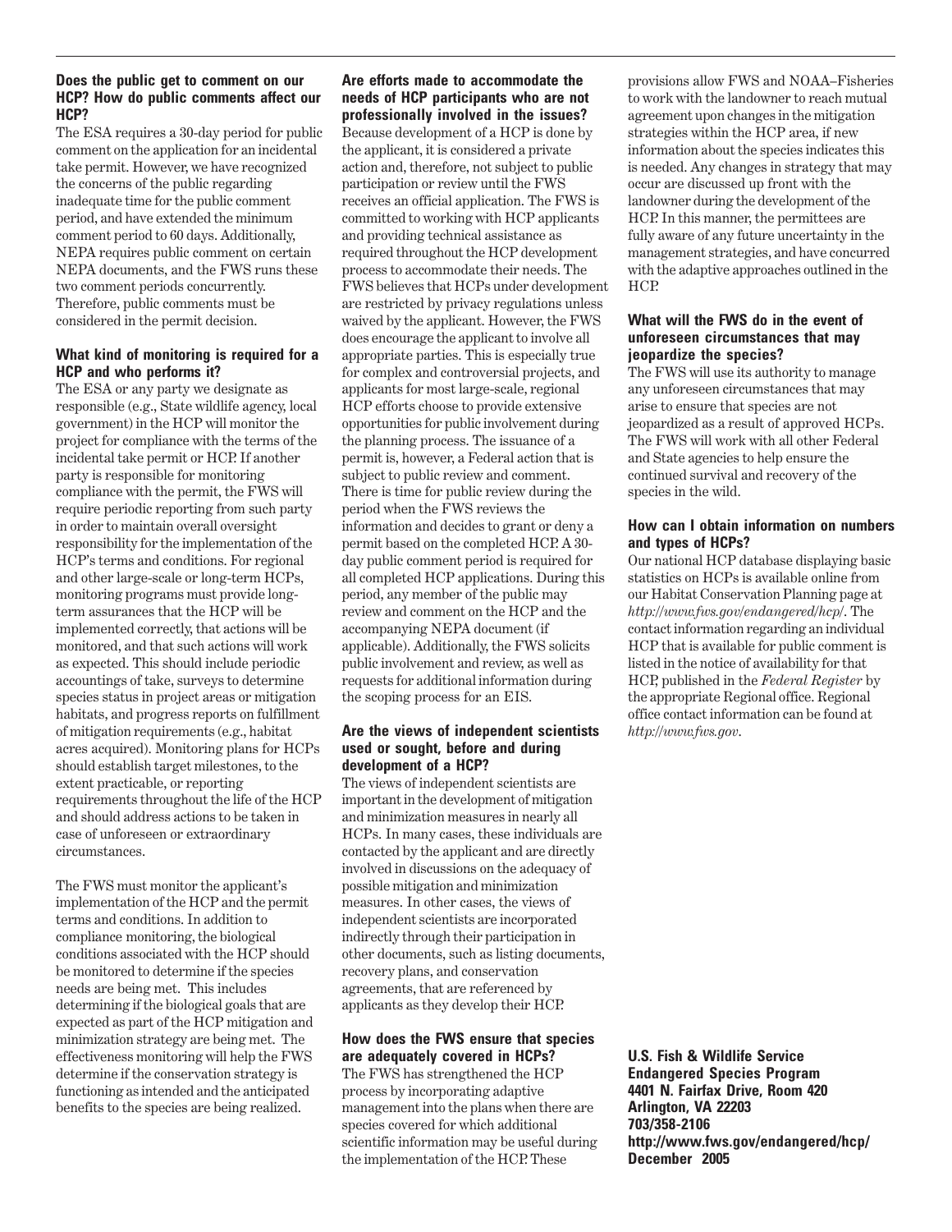### Does the public get to comment on our HCP? How do public comments affect our HCP?

The ESA requires a 30-day period for public comment on the application for an incidental take permit. However, we have recognized the concerns of the public regarding inadequate time for the public comment period, and have extended the minimum comment period to 60 days. Additionally, NEPA requires public comment on certain NEPA documents, and the FWS runs these two comment periods concurrently. Therefore, public comments must be considered in the permit decision.

### What kind of monitoring is required for a HCP and who performs it?

The ESA or any party we designate as responsible (e.g., State wildlife agency, local government) in the HCP will monitor the project for compliance with the terms of the incidental take permit or HCP. If another party is responsible for monitoring compliance with the permit, the FWS will require periodic reporting from such party in order to maintain overall oversight responsibility for the implementation of the HCP's terms and conditions. For regional and other large-scale or long-term HCPs, monitoring programs must provide long-term assurances that the HCP will be implemented correctly, that actions will be monitored, and that such actions will work as expected. This should include periodic accountings of take, surveys to determine species status in project areas or mitigation habitats, and progress reports on fulfillment of mitigation requirements (e.g., habitat acres acquired). Monitoring plans for HCPs should establish target milestones, to the extent practicable, or reporting requirements throughout the life of the HCP and should address actions to be taken in case of unforeseen or extraordinary circumstances.

The FWS must monitor the applicant's implementation of the HCP and the permit terms and conditions. In addition to compliance monitoring, the biological conditions associated with the HCP should be monitored to determine if the species needs are being met. This includes determining if the biological goals that are expected as part of the HCP mitigation and minimization strategy are being met. The effectiveness monitoring will help the FWS determine if the conservation strategy is functioning as intended and the anticipated benefits to the species are being realized.

### Are efforts made to accommodate the needs of HCP participants who are not professionally involved in the issues?

Because development of a HCP is done by the applicant, it is considered a private action and, therefore, not subject to public participation or review until the FWS receives an official application. The FWS is committed to working with HCP applicants and providing technical assistance as required throughout the HCP development process to accommodate their needs. The FWS believes that HCPs under development are restricted by privacy regulations unless waived by the applicant. However, the FWS does encourage the applicant to involve all appropriate parties. This is especially true for complex and controversial projects, and applicants for most large-scale, regional HCP efforts choose to provide extensive opportunities for public involvement during the planning process. The issuance of a permit is, however, a Federal action that is subject to public review and comment. There is time for public review during the period when the FWS reviews the information and decides to grant or deny a permit based on the completed HCP. A 30-day public comment period is required for all completed HCP applications. During this period, any member of the public may review and comment on the HCP and the accompanying NEPA document (if applicable). Additionally, the FWS solicits public involvement and review, as well as requests for additional information during the scoping process for an EIS.

### Are the views of independent scientists used or sought, before and during development of a HCP?

The views of independent scientists are important in the development of mitigation and minimization measures in nearly all HCPs. In many cases, these individuals are contacted by the applicant and are directly involved in discussions on the adequacy of possible mitigation and minimization measures. In other cases, the views of independent scientists are incorporated indirectly through their participation in other documents, such as listing documents, recovery plans, and conservation agreements, that are referenced by applicants as they develop their HCP.

### How does the FWS ensure that species are adequately covered in HCPs?

The FWS has strengthened the HCP process by incorporating adaptive management into the plans when there are species covered for which additional scientific information may be useful during the implementation of the HCP. These provisions allow FWS and NOAA–Fisheries to work with the landowner to reach mutual agreement upon changes in the mitigation strategies within the HCP area, if new information about the species indicates this is needed. Any changes in strategy that may occur are discussed up front with the landowner during the development of the HCP. In this manner, the permittees are fully aware of any future uncertainty in the management strategies, and have concurred with the adaptive approaches outlined in the HCP.

### What will the FWS do in the event of unforeseen circumstances that may jeopardize the species?

The FWS will use its authority to manage any unforeseen circumstances that may arise to ensure that species are not jeopardized as a result of approved HCPs. The FWS will work with all other Federal and State agencies to help ensure the continued survival and recovery of the species in the wild.

### How can I obtain information on numbers and types of HCPs?

Our national HCP database displaying basic statistics on HCPs is available online from our Habitat Conservation Planning page at *http://www.fws.gov/endangered/hcp/*. The contact information regarding an individual HCP that is available for public comment is listed in the notice of availability for that HCP, published in the *Federal Register* by the appropriate Regional office. Regional office contact information can be found at *http://www.fws.gov*.

**U.S. Fish & Wildlife Service**
**Endangered Species Program**
**4401 N. Fairfax Drive, Room 420**
**Arlington, VA 22203**
**703/358-2106**
**http://www.fws.gov/endangered/hcp/**
**December 2005**